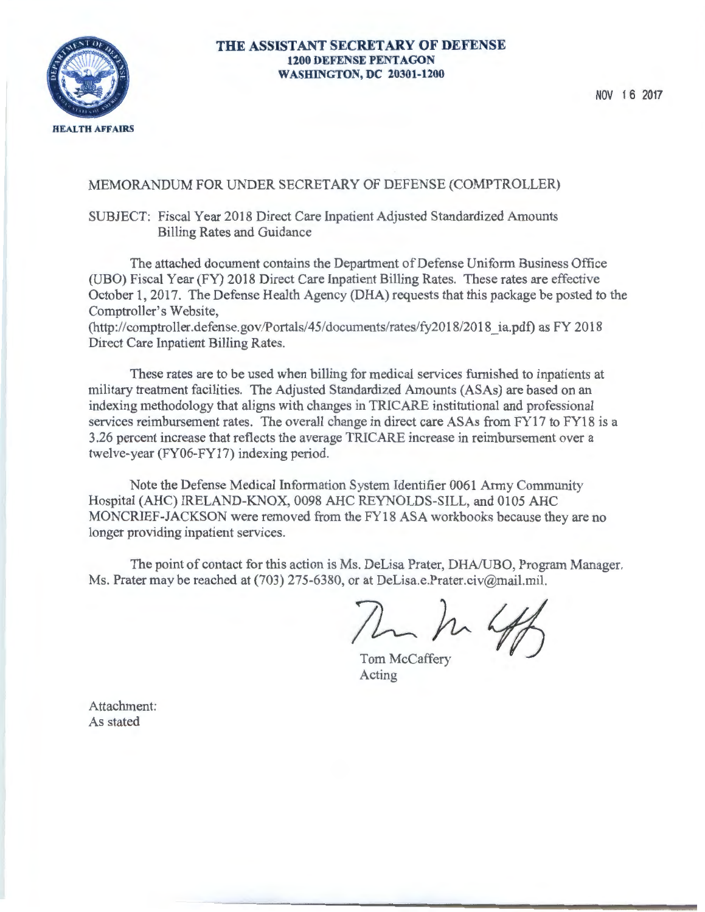**HEALTH AFFAIRS**

**THE ASSISTANT SECRETARY OF DEFENSE**
**1200 DEFENSE PENTAGON**
**WASHINGTON, DC 20301-1200**

NOV 16 2017

MEMORANDUM FOR UNDER SECRETARY OF DEFENSE (COMPTROLLER)

SUBJECT: Fiscal Year 2018 Direct Care Inpatient Adjusted Standardized Amounts Billing Rates and Guidance

The attached document contains the Department of Defense Uniform Business Office (UBO) Fiscal Year (FY) 2018 Direct Care Inpatient Billing Rates. These rates are effective October 1, 2017. The Defense Health Agency (DHA) requests that this package be posted to the Comptroller's Website, (http://comptroller.defense.gov/Portals/45/documents/rates/fy2018/2018_ia.pdf) as FY 2018 Direct Care Inpatient Billing Rates.

These rates are to be used when billing for medical services furnished to inpatients at military treatment facilities. The Adjusted Standardized Amounts (ASAs) are based on an indexing methodology that aligns with changes in TRICARE institutional and professional services reimbursement rates. The overall change in direct care ASAs from FY17 to FY18 is a 3.26 percent increase that reflects the average TRICARE increase in reimbursement over a twelve-year (FY06-FY17) indexing period.

Note the Defense Medical Information System Identifier 0061 Army Community Hospital (AHC) IRELAND-KNOX, 0098 AHC REYNOLDS-SILL, and 0105 AHC MONCRIEF-JACKSON were removed from the FY18 ASA workbooks because they are no longer providing inpatient services.

The point of contact for this action is Ms. DeLisa Prater, DHA/UBO, Program Manager. Ms. Prater may be reached at (703) 275-6380, or at DeLisa.e.Prater.civ@mail.mil.

Tom McCaffery
Acting

Attachment:
As stated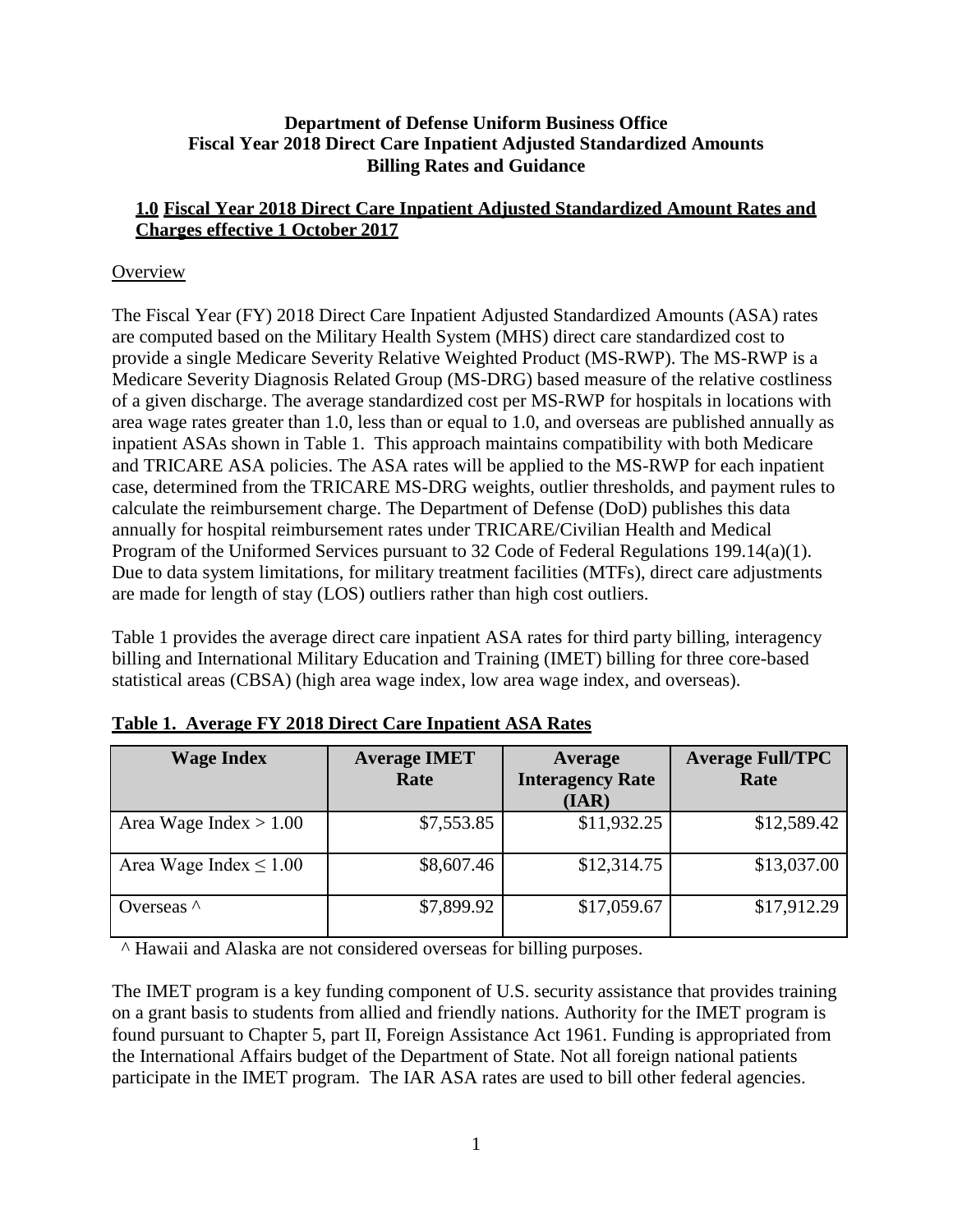**Department of Defense Uniform Business Office**
**Fiscal Year 2018 Direct Care Inpatient Adjusted Standardized Amounts**
**Billing Rates and Guidance**

## 1.0 Fiscal Year 2018 Direct Care Inpatient Adjusted Standardized Amount Rates and Charges effective 1 October 2017

Overview

The Fiscal Year (FY) 2018 Direct Care Inpatient Adjusted Standardized Amounts (ASA) rates are computed based on the Military Health System (MHS) direct care standardized cost to provide a single Medicare Severity Relative Weighted Product (MS-RWP). The MS-RWP is a Medicare Severity Diagnosis Related Group (MS-DRG) based measure of the relative costliness of a given discharge. The average standardized cost per MS-RWP for hospitals in locations with area wage rates greater than 1.0, less than or equal to 1.0, and overseas are published annually as inpatient ASAs shown in Table 1. This approach maintains compatibility with both Medicare and TRICARE ASA policies. The ASA rates will be applied to the MS-RWP for each inpatient case, determined from the TRICARE MS-DRG weights, outlier thresholds, and payment rules to calculate the reimbursement charge. The Department of Defense (DoD) publishes this data annually for hospital reimbursement rates under TRICARE/Civilian Health and Medical Program of the Uniformed Services pursuant to 32 Code of Federal Regulations 199.14(a)(1). Due to data system limitations, for military treatment facilities (MTFs), direct care adjustments are made for length of stay (LOS) outliers rather than high cost outliers.

Table 1 provides the average direct care inpatient ASA rates for third party billing, interagency billing and International Military Education and Training (IMET) billing for three core-based statistical areas (CBSA) (high area wage index, low area wage index, and overseas).

**Table 1. Average FY 2018 Direct Care Inpatient ASA Rates**

| Wage Index | Average IMET Rate | Average Interagency Rate (IAR) | Average Full/TPC Rate |
|---|---|---|---|
| Area Wage Index > 1.00 | $7,553.85 | $11,932.25 | $12,589.42 |
| Area Wage Index ≤ 1.00 | $8,607.46 | $12,314.75 | $13,037.00 |
| Overseas ^ | $7,899.92 | $17,059.67 | $17,912.29 |

^ Hawaii and Alaska are not considered overseas for billing purposes.

The IMET program is a key funding component of U.S. security assistance that provides training on a grant basis to students from allied and friendly nations. Authority for the IMET program is found pursuant to Chapter 5, part II, Foreign Assistance Act 1961. Funding is appropriated from the International Affairs budget of the Department of State. Not all foreign national patients participate in the IMET program. The IAR ASA rates are used to bill other federal agencies.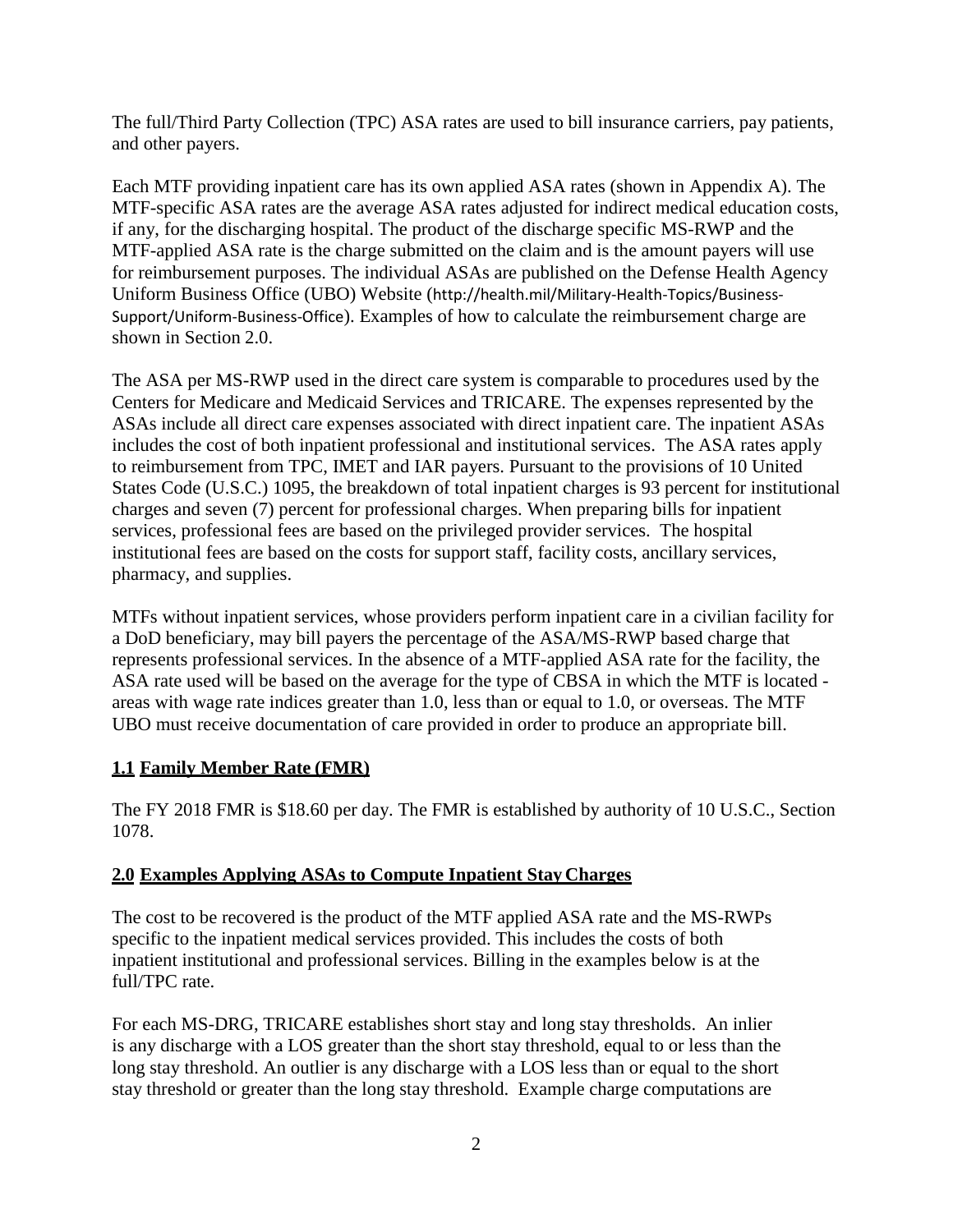The full/Third Party Collection (TPC) ASA rates are used to bill insurance carriers, pay patients, and other payers.

Each MTF providing inpatient care has its own applied ASA rates (shown in Appendix A). The MTF-specific ASA rates are the average ASA rates adjusted for indirect medical education costs, if any, for the discharging hospital. The product of the discharge specific MS-RWP and the MTF-applied ASA rate is the charge submitted on the claim and is the amount payers will use for reimbursement purposes. The individual ASAs are published on the Defense Health Agency Uniform Business Office (UBO) Website (http://health.mil/Military-Health-Topics/Business-Support/Uniform-Business-Office). Examples of how to calculate the reimbursement charge are shown in Section 2.0.

The ASA per MS-RWP used in the direct care system is comparable to procedures used by the Centers for Medicare and Medicaid Services and TRICARE. The expenses represented by the ASAs include all direct care expenses associated with direct inpatient care. The inpatient ASAs includes the cost of both inpatient professional and institutional services. The ASA rates apply to reimbursement from TPC, IMET and IAR payers. Pursuant to the provisions of 10 United States Code (U.S.C.) 1095, the breakdown of total inpatient charges is 93 percent for institutional charges and seven (7) percent for professional charges. When preparing bills for inpatient services, professional fees are based on the privileged provider services. The hospital institutional fees are based on the costs for support staff, facility costs, ancillary services, pharmacy, and supplies.

MTFs without inpatient services, whose providers perform inpatient care in a civilian facility for a DoD beneficiary, may bill payers the percentage of the ASA/MS-RWP based charge that represents professional services. In the absence of a MTF-applied ASA rate for the facility, the ASA rate used will be based on the average for the type of CBSA in which the MTF is located - areas with wage rate indices greater than 1.0, less than or equal to 1.0, or overseas. The MTF UBO must receive documentation of care provided in order to produce an appropriate bill.

## 1.1 Family Member Rate (FMR)

The FY 2018 FMR is $18.60 per day. The FMR is established by authority of 10 U.S.C., Section 1078.

## 2.0 Examples Applying ASAs to Compute Inpatient Stay Charges

The cost to be recovered is the product of the MTF applied ASA rate and the MS-RWPs specific to the inpatient medical services provided. This includes the costs of both inpatient institutional and professional services. Billing in the examples below is at the full/TPC rate.

For each MS-DRG, TRICARE establishes short stay and long stay thresholds. An inlier is any discharge with a LOS greater than the short stay threshold, equal to or less than the long stay threshold. An outlier is any discharge with a LOS less than or equal to the short stay threshold or greater than the long stay threshold. Example charge computations are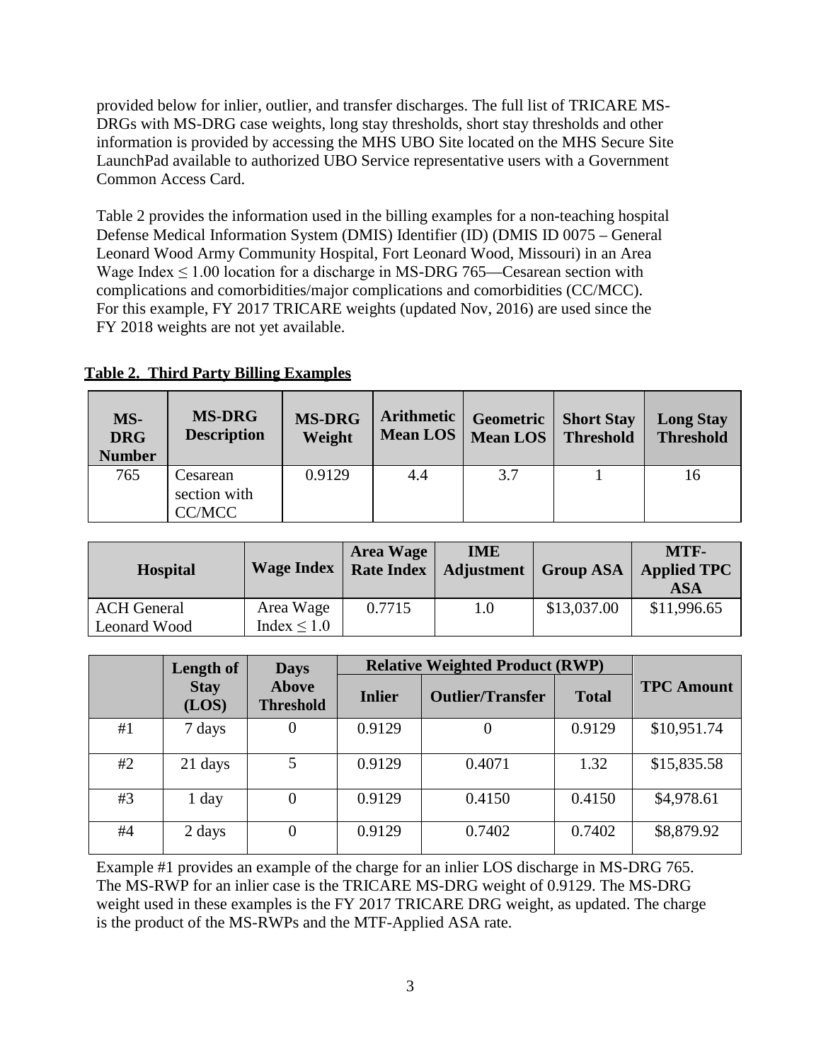provided below for inlier, outlier, and transfer discharges. The full list of TRICARE MS-DRGs with MS-DRG case weights, long stay thresholds, short stay thresholds and other information is provided by accessing the MHS UBO Site located on the MHS Secure Site LaunchPad available to authorized UBO Service representative users with a Government Common Access Card.

Table 2 provides the information used in the billing examples for a non-teaching hospital Defense Medical Information System (DMIS) Identifier (ID) (DMIS ID 0075 – General Leonard Wood Army Community Hospital, Fort Leonard Wood, Missouri) in an Area Wage Index ≤ 1.00 location for a discharge in MS-DRG 765—Cesarean section with complications and comorbidities/major complications and comorbidities (CC/MCC). For this example, FY 2017 TRICARE weights (updated Nov, 2016) are used since the FY 2018 weights are not yet available.

**Table 2. Third Party Billing Examples**

| MS-DRG Number | MS-DRG Description | MS-DRG Weight | Arithmetic Mean LOS | Geometric Mean LOS | Short Stay Threshold | Long Stay Threshold |
|---|---|---|---|---|---|---|
| 765 | Cesarean section with CC/MCC | 0.9129 | 4.4 | 3.7 | 1 | 16 |

| Hospital | Wage Index | Area Wage Rate Index | IME Adjustment | Group ASA | MTF-Applied TPC ASA |
|---|---|---|---|---|---|
| ACH General Leonard Wood | Area Wage Index ≤ 1.0 | 0.7715 | 1.0 | $13,037.00 | $11,996.65 |

| | Length of Stay (LOS) | Days Above Threshold | Relative Weighted Product (RWP) | | | TPC Amount |
|---|---|---|---|---|---|---|
| | | | Inlier | Outlier/Transfer | Total | |
| #1 | 7 days | 0 | 0.9129 | 0 | 0.9129 | $10,951.74 |
| #2 | 21 days | 5 | 0.9129 | 0.4071 | 1.32 | $15,835.58 |
| #3 | 1 day | 0 | 0.9129 | 0.4150 | 0.4150 | $4,978.61 |
| #4 | 2 days | 0 | 0.9129 | 0.7402 | 0.7402 | $8,879.92 |

Example #1 provides an example of the charge for an inlier LOS discharge in MS-DRG 765. The MS-RWP for an inlier case is the TRICARE MS-DRG weight of 0.9129. The MS-DRG weight used in these examples is the FY 2017 TRICARE DRG weight, as updated. The charge is the product of the MS-RWPs and the MTF-Applied ASA rate.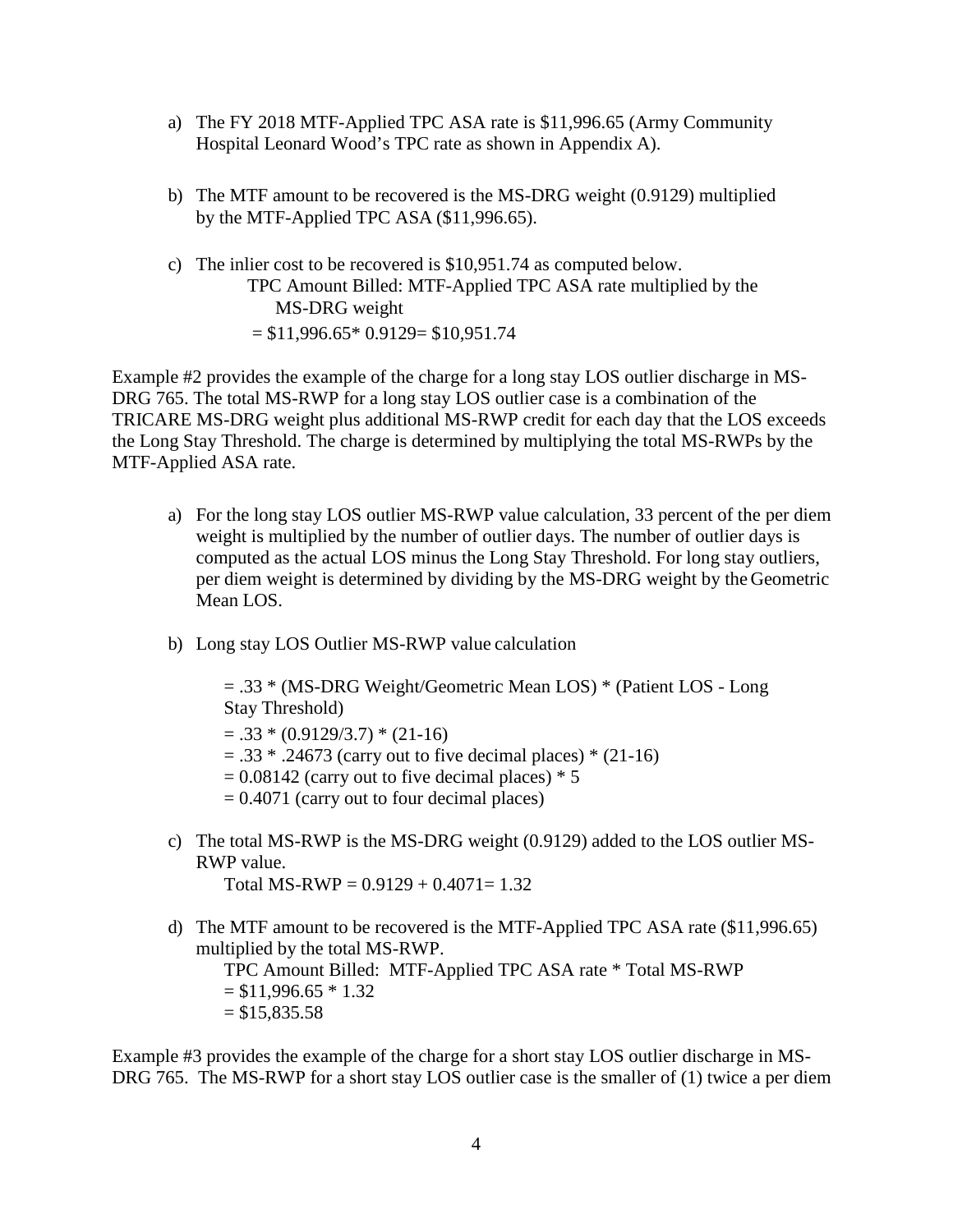a) The FY 2018 MTF-Applied TPC ASA rate is $11,996.65 (Army Community Hospital Leonard Wood's TPC rate as shown in Appendix A).

b) The MTF amount to be recovered is the MS-DRG weight (0.9129) multiplied by the MTF-Applied TPC ASA ($11,996.65).

c) The inlier cost to be recovered is $10,951.74 as computed below.

   TPC Amount Billed: MTF-Applied TPC ASA rate multiplied by the MS-DRG weight

   = $11,996.65* 0.9129= $10,951.74

Example #2 provides the example of the charge for a long stay LOS outlier discharge in MS-DRG 765. The total MS-RWP for a long stay LOS outlier case is a combination of the TRICARE MS-DRG weight plus additional MS-RWP credit for each day that the LOS exceeds the Long Stay Threshold. The charge is determined by multiplying the total MS-RWPs by the MTF-Applied ASA rate.

a) For the long stay LOS outlier MS-RWP value calculation, 33 percent of the per diem weight is multiplied by the number of outlier days. The number of outlier days is computed as the actual LOS minus the Long Stay Threshold. For long stay outliers, per diem weight is determined by dividing by the MS-DRG weight by the Geometric Mean LOS.

b) Long stay LOS Outlier MS-RWP value calculation

   = .33 * (MS-DRG Weight/Geometric Mean LOS) * (Patient LOS - Long Stay Threshold)

   = .33 * (0.9129/3.7) * (21-16)

   = .33 * .24673 (carry out to five decimal places) * (21-16)

   = 0.08142 (carry out to five decimal places) * 5

   = 0.4071 (carry out to four decimal places)

c) The total MS-RWP is the MS-DRG weight (0.9129) added to the LOS outlier MS-RWP value.

   Total MS-RWP = 0.9129 + 0.4071= 1.32

d) The MTF amount to be recovered is the MTF-Applied TPC ASA rate ($11,996.65) multiplied by the total MS-RWP.

   TPC Amount Billed: MTF-Applied TPC ASA rate * Total MS-RWP

   = $11,996.65 * 1.32

   = $15,835.58

Example #3 provides the example of the charge for a short stay LOS outlier discharge in MS-DRG 765. The MS-RWP for a short stay LOS outlier case is the smaller of (1) twice a per diem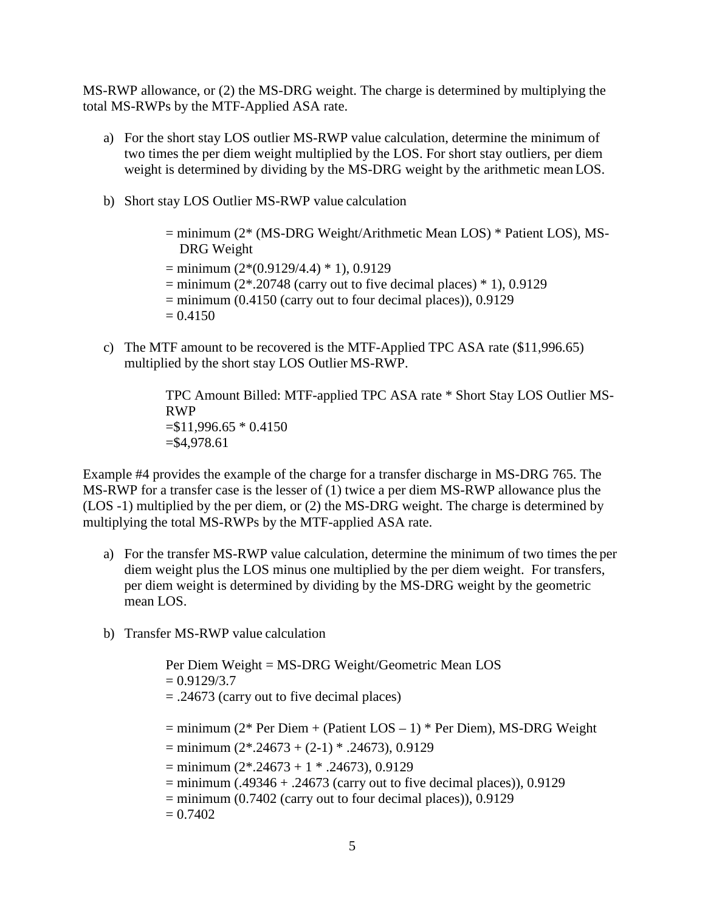MS-RWP allowance, or (2) the MS-DRG weight. The charge is determined by multiplying the total MS-RWPs by the MTF-Applied ASA rate.

a) For the short stay LOS outlier MS-RWP value calculation, determine the minimum of two times the per diem weight multiplied by the LOS. For short stay outliers, per diem weight is determined by dividing by the MS-DRG weight by the arithmetic mean LOS.

b) Short stay LOS Outlier MS-RWP value calculation

> = minimum (2* (MS-DRG Weight/Arithmetic Mean LOS) * Patient LOS), MS-DRG Weight
> = minimum (2*(0.9129/4.4) * 1), 0.9129
> = minimum (2*.20748 (carry out to five decimal places) * 1), 0.9129
> = minimum (0.4150 (carry out to four decimal places)), 0.9129
> = 0.4150

c) The MTF amount to be recovered is the MTF-Applied TPC ASA rate ($11,996.65) multiplied by the short stay LOS Outlier MS-RWP.

> TPC Amount Billed: MTF-applied TPC ASA rate * Short Stay LOS Outlier MS-RWP
> =$11,996.65 * 0.4150
> =$4,978.61

Example #4 provides the example of the charge for a transfer discharge in MS-DRG 765. The MS-RWP for a transfer case is the lesser of (1) twice a per diem MS-RWP allowance plus the (LOS -1) multiplied by the per diem, or (2) the MS-DRG weight. The charge is determined by multiplying the total MS-RWPs by the MTF-applied ASA rate.

a) For the transfer MS-RWP value calculation, determine the minimum of two times the per diem weight plus the LOS minus one multiplied by the per diem weight. For transfers, per diem weight is determined by dividing by the MS-DRG weight by the geometric mean LOS.

b) Transfer MS-RWP value calculation

> Per Diem Weight = MS-DRG Weight/Geometric Mean LOS
> = 0.9129/3.7
> = .24673 (carry out to five decimal places)
>
> = minimum (2* Per Diem + (Patient LOS – 1) * Per Diem), MS-DRG Weight
> = minimum (2*.24673 + (2-1) * .24673), 0.9129
> = minimum (2*.24673 + 1 * .24673), 0.9129
> = minimum (.49346 + .24673 (carry out to five decimal places)), 0.9129
> = minimum (0.7402 (carry out to four decimal places)), 0.9129
> = 0.7402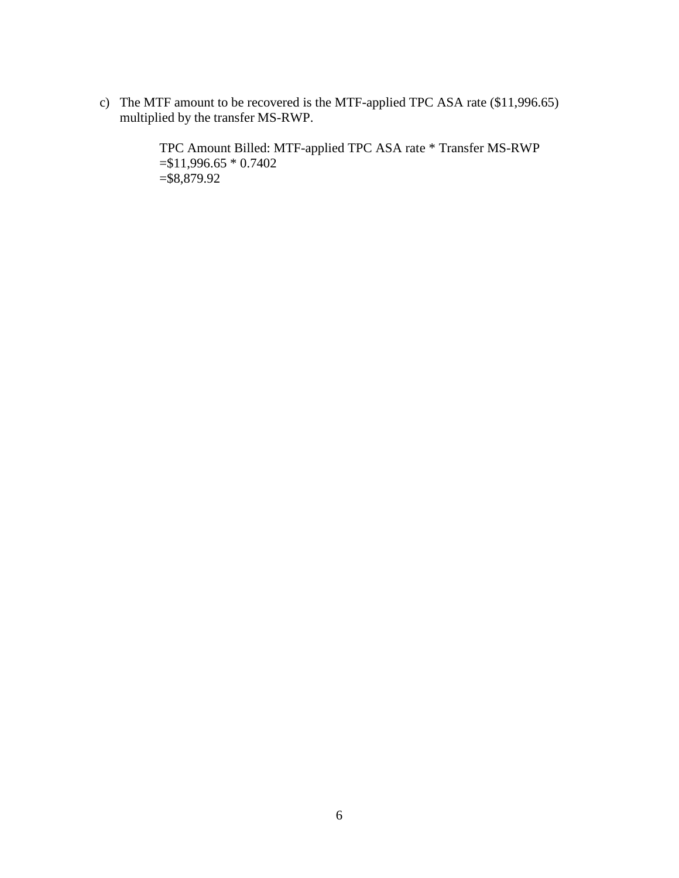c) The MTF amount to be recovered is the MTF-applied TPC ASA rate ($11,996.65) multiplied by the transfer MS-RWP.

> TPC Amount Billed: MTF-applied TPC ASA rate * Transfer MS-RWP
> =$11,996.65 * 0.7402
> =$8,879.92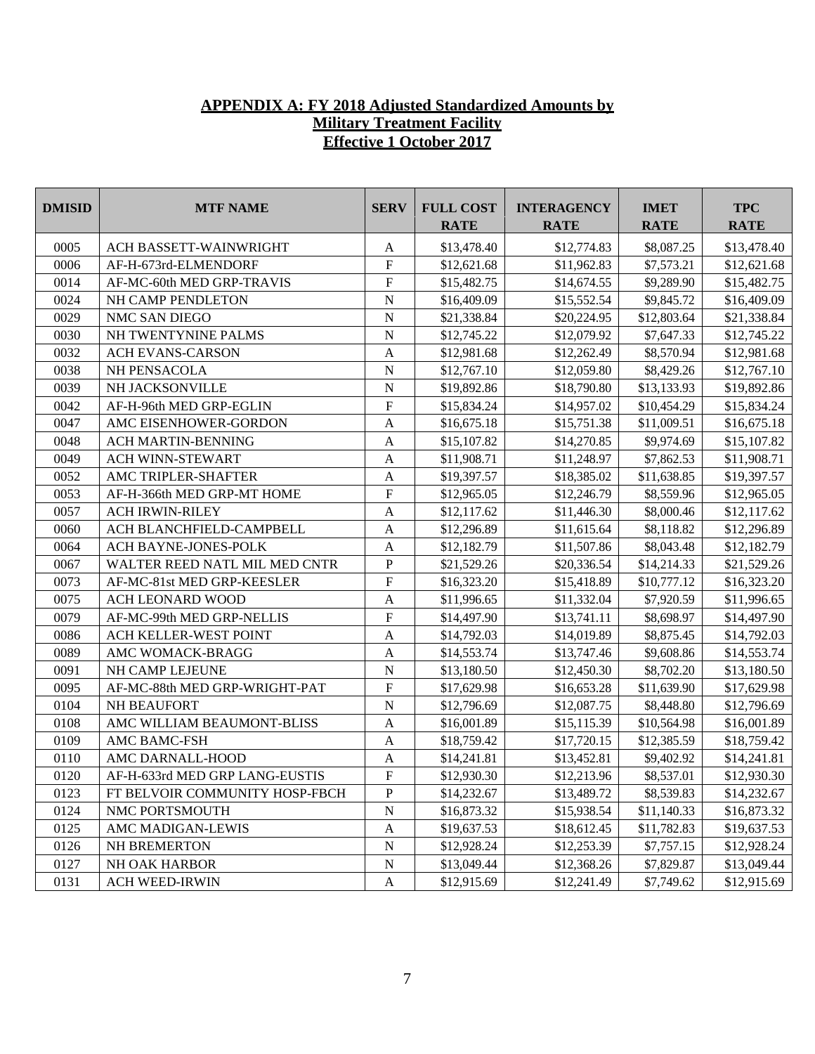**APPENDIX A: FY 2018 Adjusted Standardized Amounts by Military Treatment Facility Effective 1 October 2017**

| DMISID | MTF NAME | SERV | FULL COST RATE | INTERAGENCY RATE | IMET RATE | TPC RATE |
|---|---|---|---|---|---|---|
| 0005 | ACH BASSETT-WAINWRIGHT | A | $13,478.40 | $12,774.83 | $8,087.25 | $13,478.40 |
| 0006 | AF-H-673rd-ELMENDORF | F | $12,621.68 | $11,962.83 | $7,573.21 | $12,621.68 |
| 0014 | AF-MC-60th MED GRP-TRAVIS | F | $15,482.75 | $14,674.55 | $9,289.90 | $15,482.75 |
| 0024 | NH CAMP PENDLETON | N | $16,409.09 | $15,552.54 | $9,845.72 | $16,409.09 |
| 0029 | NMC SAN DIEGO | N | $21,338.84 | $20,224.95 | $12,803.64 | $21,338.84 |
| 0030 | NH TWENTYNINE PALMS | N | $12,745.22 | $12,079.92 | $7,647.33 | $12,745.22 |
| 0032 | ACH EVANS-CARSON | A | $12,981.68 | $12,262.49 | $8,570.94 | $12,981.68 |
| 0038 | NH PENSACOLA | N | $12,767.10 | $12,059.80 | $8,429.26 | $12,767.10 |
| 0039 | NH JACKSONVILLE | N | $19,892.86 | $18,790.80 | $13,133.93 | $19,892.86 |
| 0042 | AF-H-96th MED GRP-EGLIN | F | $15,834.24 | $14,957.02 | $10,454.29 | $15,834.24 |
| 0047 | AMC EISENHOWER-GORDON | A | $16,675.18 | $15,751.38 | $11,009.51 | $16,675.18 |
| 0048 | ACH MARTIN-BENNING | A | $15,107.82 | $14,270.85 | $9,974.69 | $15,107.82 |
| 0049 | ACH WINN-STEWART | A | $11,908.71 | $11,248.97 | $7,862.53 | $11,908.71 |
| 0052 | AMC TRIPLER-SHAFTER | A | $19,397.57 | $18,385.02 | $11,638.85 | $19,397.57 |
| 0053 | AF-H-366th MED GRP-MT HOME | F | $12,965.05 | $12,246.79 | $8,559.96 | $12,965.05 |
| 0057 | ACH IRWIN-RILEY | A | $12,117.62 | $11,446.30 | $8,000.46 | $12,117.62 |
| 0060 | ACH BLANCHFIELD-CAMPBELL | A | $12,296.89 | $11,615.64 | $8,118.82 | $12,296.89 |
| 0064 | ACH BAYNE-JONES-POLK | A | $12,182.79 | $11,507.86 | $8,043.48 | $12,182.79 |
| 0067 | WALTER REED NATL MIL MED CNTR | P | $21,529.26 | $20,336.54 | $14,214.33 | $21,529.26 |
| 0073 | AF-MC-81st MED GRP-KEESLER | F | $16,323.20 | $15,418.89 | $10,777.12 | $16,323.20 |
| 0075 | ACH LEONARD WOOD | A | $11,996.65 | $11,332.04 | $7,920.59 | $11,996.65 |
| 0079 | AF-MC-99th MED GRP-NELLIS | F | $14,497.90 | $13,741.11 | $8,698.97 | $14,497.90 |
| 0086 | ACH KELLER-WEST POINT | A | $14,792.03 | $14,019.89 | $8,875.45 | $14,792.03 |
| 0089 | AMC WOMACK-BRAGG | A | $14,553.74 | $13,747.46 | $9,608.86 | $14,553.74 |
| 0091 | NH CAMP LEJEUNE | N | $13,180.50 | $12,450.30 | $8,702.20 | $13,180.50 |
| 0095 | AF-MC-88th MED GRP-WRIGHT-PAT | F | $17,629.98 | $16,653.28 | $11,639.90 | $17,629.98 |
| 0104 | NH BEAUFORT | N | $12,796.69 | $12,087.75 | $8,448.80 | $12,796.69 |
| 0108 | AMC WILLIAM BEAUMONT-BLISS | A | $16,001.89 | $15,115.39 | $10,564.98 | $16,001.89 |
| 0109 | AMC BAMC-FSH | A | $18,759.42 | $17,720.15 | $12,385.59 | $18,759.42 |
| 0110 | AMC DARNALL-HOOD | A | $14,241.81 | $13,452.81 | $9,402.92 | $14,241.81 |
| 0120 | AF-H-633rd MED GRP LANG-EUSTIS | F | $12,930.30 | $12,213.96 | $8,537.01 | $12,930.30 |
| 0123 | FT BELVOIR COMMUNITY HOSP-FBCH | P | $14,232.67 | $13,489.72 | $8,539.83 | $14,232.67 |
| 0124 | NMC PORTSMOUTH | N | $16,873.32 | $15,938.54 | $11,140.33 | $16,873.32 |
| 0125 | AMC MADIGAN-LEWIS | A | $19,637.53 | $18,612.45 | $11,782.83 | $19,637.53 |
| 0126 | NH BREMERTON | N | $12,928.24 | $12,253.39 | $7,757.15 | $12,928.24 |
| 0127 | NH OAK HARBOR | N | $13,049.44 | $12,368.26 | $7,829.87 | $13,049.44 |
| 0131 | ACH WEED-IRWIN | A | $12,915.69 | $12,241.49 | $7,749.62 | $12,915.69 |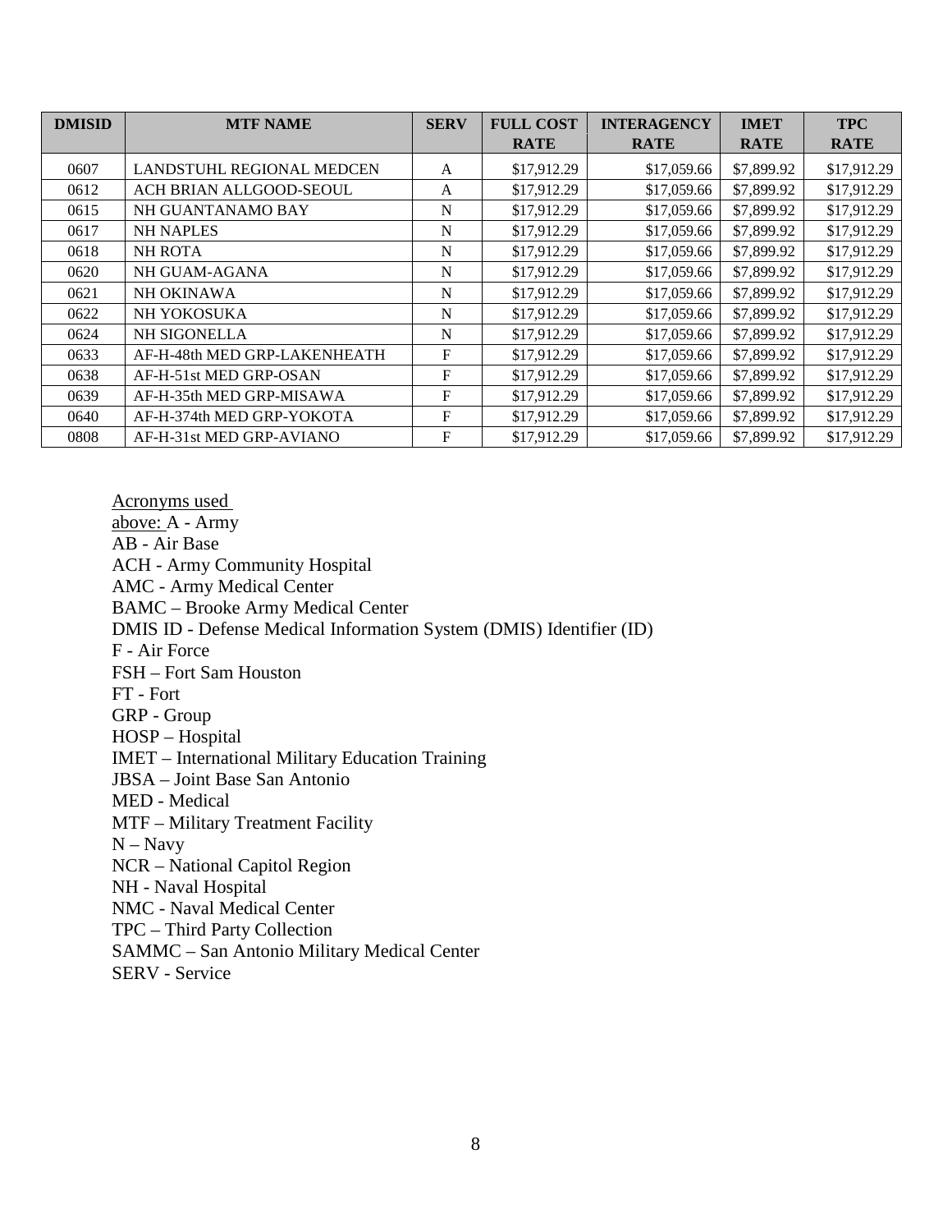| DMISID | MTF NAME | SERV | FULL COST RATE | INTERAGENCY RATE | IMET RATE | TPC RATE |
|---|---|---|---|---|---|---|
| 0607 | LANDSTUHL REGIONAL MEDCEN | A | $17,912.29 | $17,059.66 | $7,899.92 | $17,912.29 |
| 0612 | ACH BRIAN ALLGOOD-SEOUL | A | $17,912.29 | $17,059.66 | $7,899.92 | $17,912.29 |
| 0615 | NH GUANTANAMO BAY | N | $17,912.29 | $17,059.66 | $7,899.92 | $17,912.29 |
| 0617 | NH NAPLES | N | $17,912.29 | $17,059.66 | $7,899.92 | $17,912.29 |
| 0618 | NH ROTA | N | $17,912.29 | $17,059.66 | $7,899.92 | $17,912.29 |
| 0620 | NH GUAM-AGANA | N | $17,912.29 | $17,059.66 | $7,899.92 | $17,912.29 |
| 0621 | NH OKINAWA | N | $17,912.29 | $17,059.66 | $7,899.92 | $17,912.29 |
| 0622 | NH YOKOSUKA | N | $17,912.29 | $17,059.66 | $7,899.92 | $17,912.29 |
| 0624 | NH SIGONELLA | N | $17,912.29 | $17,059.66 | $7,899.92 | $17,912.29 |
| 0633 | AF-H-48th MED GRP-LAKENHEATH | F | $17,912.29 | $17,059.66 | $7,899.92 | $17,912.29 |
| 0638 | AF-H-51st MED GRP-OSAN | F | $17,912.29 | $17,059.66 | $7,899.92 | $17,912.29 |
| 0639 | AF-H-35th MED GRP-MISAWA | F | $17,912.29 | $17,059.66 | $7,899.92 | $17,912.29 |
| 0640 | AF-H-374th MED GRP-YOKOTA | F | $17,912.29 | $17,059.66 | $7,899.92 | $17,912.29 |
| 0808 | AF-H-31st MED GRP-AVIANO | F | $17,912.29 | $17,059.66 | $7,899.92 | $17,912.29 |

Acronyms used above:
A - Army
AB - Air Base
ACH - Army Community Hospital
AMC - Army Medical Center
BAMC – Brooke Army Medical Center
DMIS ID - Defense Medical Information System (DMIS) Identifier (ID)
F - Air Force
FSH – Fort Sam Houston
FT - Fort
GRP - Group
HOSP – Hospital
IMET – International Military Education Training
JBSA – Joint Base San Antonio
MED - Medical
MTF – Military Treatment Facility
N – Navy
NCR – National Capitol Region
NH - Naval Hospital
NMC - Naval Medical Center
TPC – Third Party Collection
SAMMC – San Antonio Military Medical Center
SERV - Service